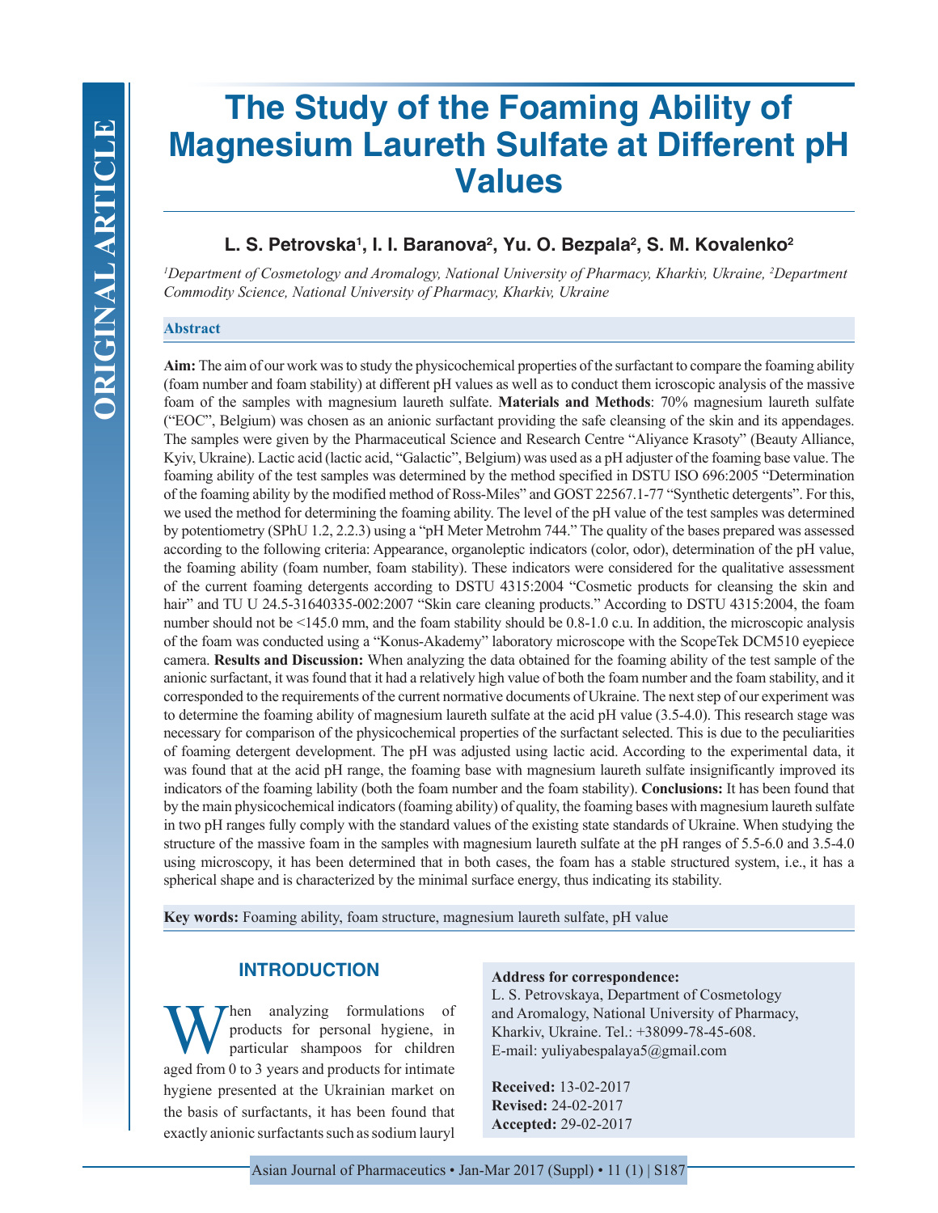# The Study of the Foaming Ability of Magnesium Laureth Sulfate at Different pH Values

**L. S. Petrovska[1], I. I. Baranova[2], Yu. O. Bezpala[2], S. M. Kovalenko[2]**

*[1]Department of Cosmetology and Aromalogy, National University of Pharmacy, Kharkiv, Ukraine, [2]Department Commodity Science, National University of Pharmacy, Kharkiv, Ukraine*

## Abstract

**Aim:** The aim of our work was to study the physicochemical properties of the surfactant to compare the foaming ability (foam number and foam stability) at different pH values as well as to conduct them icroscopic analysis of the massive foam of the samples with magnesium laureth sulfate. **Materials and Methods**: 70% magnesium laureth sulfate ("EOC", Belgium) was chosen as an anionic surfactant providing the safe cleansing of the skin and its appendages. The samples were given by the Pharmaceutical Science and Research Centre "Aliyance Krasoty" (Beauty Alliance, Kyiv, Ukraine). Lactic acid (lactic acid, "Galactic", Belgium) was used as a pH adjuster of the foaming base value. The foaming ability of the test samples was determined by the method specified in DSTU ISO 696:2005 "Determination of the foaming ability by the modified method of Ross-Miles" and GOST 22567.1-77 "Synthetic detergents". For this, we used the method for determining the foaming ability. The level of the pH value of the test samples was determined by potentiometry (SPhU 1.2, 2.2.3) using a "pH Meter Metrohm 744." The quality of the bases prepared was assessed according to the following criteria: Appearance, organoleptic indicators (color, odor), determination of the pH value, the foaming ability (foam number, foam stability). These indicators were considered for the qualitative assessment of the current foaming detergents according to DSTU 4315:2004 "Cosmetic products for cleansing the skin and hair" and TU U 24.5-31640335-002:2007 "Skin care cleaning products." According to DSTU 4315:2004, the foam number should not be <145.0 mm, and the foam stability should be 0.8-1.0 c.u. In addition, the microscopic analysis of the foam was conducted using a "Konus-Akademy" laboratory microscope with the ScopeTek DCM510 eyepiece camera. **Results and Discussion:** When analyzing the data obtained for the foaming ability of the test sample of the anionic surfactant, it was found that it had a relatively high value of both the foam number and the foam stability, and it corresponded to the requirements of the current normative documents of Ukraine. The next step of our experiment was to determine the foaming ability of magnesium laureth sulfate at the acid pH value (3.5-4.0). This research stage was necessary for comparison of the physicochemical properties of the surfactant selected. This is due to the peculiarities of foaming detergent development. The pH was adjusted using lactic acid. According to the experimental data, it was found that at the acid pH range, the foaming base with magnesium laureth sulfate insignificantly improved its indicators of the foaming lability (both the foam number and the foam stability). **Conclusions:** It has been found that by the main physicochemical indicators (foaming ability) of quality, the foaming bases with magnesium laureth sulfate in two pH ranges fully comply with the standard values of the existing state standards of Ukraine. When studying the structure of the massive foam in the samples with magnesium laureth sulfate at the pH ranges of 5.5-6.0 and 3.5-4.0 using microscopy, it has been determined that in both cases, the foam has a stable structured system, i.e., it has a spherical shape and is characterized by the minimal surface energy, thus indicating its stability.

**Key words:** Foaming ability, foam structure, magnesium laureth sulfate, pH value

## INTRODUCTION

When analyzing formulations of products for personal hygiene, in particular shampoos for children aged from 0 to 3 years and products for intimate hygiene presented at the Ukrainian market on the basis of surfactants, it has been found that exactly anionic surfactants such as sodium lauryl

**Address for correspondence:**
L. S. Petrovskaya, Department of Cosmetology and Aromalogy, National University of Pharmacy, Kharkiv, Ukraine. Tel.: +38099-78-45-608.
E-mail: yuliyabespalaya5@gmail.com

**Received:** 13-02-2017
**Revised:** 24-02-2017
**Accepted:** 29-02-2017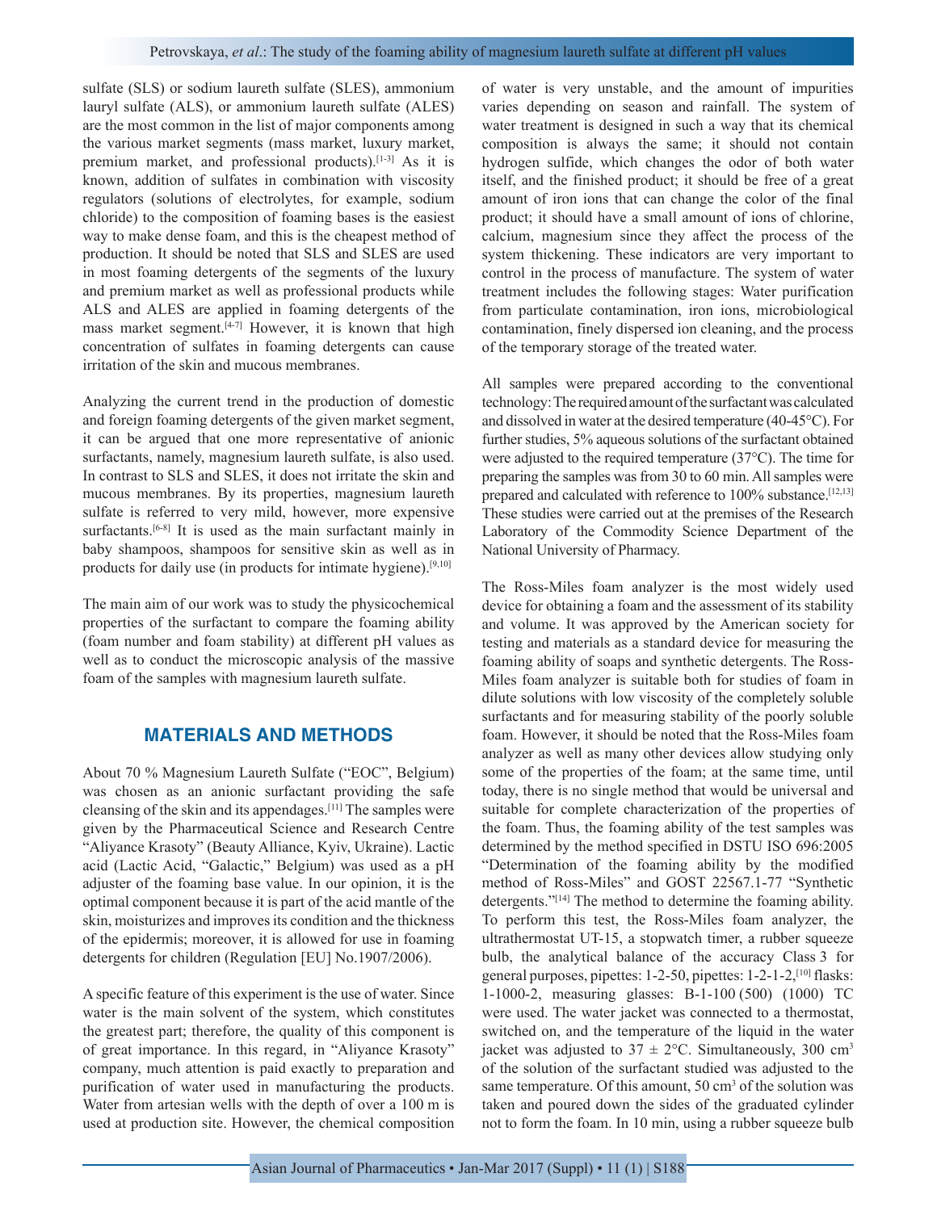sulfate (SLS) or sodium laureth sulfate (SLES), ammonium lauryl sulfate (ALS), or ammonium laureth sulfate (ALES) are the most common in the list of major components among the various market segments (mass market, luxury market, premium market, and professional products).[1-3] As it is known, addition of sulfates in combination with viscosity regulators (solutions of electrolytes, for example, sodium chloride) to the composition of foaming bases is the easiest way to make dense foam, and this is the cheapest method of production. It should be noted that SLS and SLES are used in most foaming detergents of the segments of the luxury and premium market as well as professional products while ALS and ALES are applied in foaming detergents of the mass market segment.[4-7] However, it is known that high concentration of sulfates in foaming detergents can cause irritation of the skin and mucous membranes.

Analyzing the current trend in the production of domestic and foreign foaming detergents of the given market segment, it can be argued that one more representative of anionic surfactants, namely, magnesium laureth sulfate, is also used. In contrast to SLS and SLES, it does not irritate the skin and mucous membranes. By its properties, magnesium laureth sulfate is referred to very mild, however, more expensive surfactants.[6-8] It is used as the main surfactant mainly in baby shampoos, shampoos for sensitive skin as well as in products for daily use (in products for intimate hygiene).[9,10]

The main aim of our work was to study the physicochemical properties of the surfactant to compare the foaming ability (foam number and foam stability) at different pH values as well as to conduct the microscopic analysis of the massive foam of the samples with magnesium laureth sulfate.

## MATERIALS AND METHODS

About 70 % Magnesium Laureth Sulfate ("EOC", Belgium) was chosen as an anionic surfactant providing the safe cleansing of the skin and its appendages.[11] The samples were given by the Pharmaceutical Science and Research Centre "Aliyance Krasoty" (Beauty Alliance, Kyiv, Ukraine). Lactic acid (Lactic Acid, "Galactic," Belgium) was used as a pH adjuster of the foaming base value. In our opinion, it is the optimal component because it is part of the acid mantle of the skin, moisturizes and improves its condition and the thickness of the epidermis; moreover, it is allowed for use in foaming detergents for children (Regulation [EU] No.1907/2006).

A specific feature of this experiment is the use of water. Since water is the main solvent of the system, which constitutes the greatest part; therefore, the quality of this component is of great importance. In this regard, in "Aliyance Krasoty" company, much attention is paid exactly to preparation and purification of water used in manufacturing the products. Water from artesian wells with the depth of over a 100 m is used at production site. However, the chemical composition of water is very unstable, and the amount of impurities varies depending on season and rainfall. The system of water treatment is designed in such a way that its chemical composition is always the same; it should not contain hydrogen sulfide, which changes the odor of both water itself, and the finished product; it should be free of a great amount of iron ions that can change the color of the final product; it should have a small amount of ions of chlorine, calcium, magnesium since they affect the process of the system thickening. These indicators are very important to control in the process of manufacture. The system of water treatment includes the following stages: Water purification from particulate contamination, iron ions, microbiological contamination, finely dispersed ion cleaning, and the process of the temporary storage of the treated water.

All samples were prepared according to the conventional technology: The required amount of the surfactant was calculated and dissolved in water at the desired temperature (40-45°C). For further studies, 5% aqueous solutions of the surfactant obtained were adjusted to the required temperature (37°C). The time for preparing the samples was from 30 to 60 min. All samples were prepared and calculated with reference to 100% substance.[12,13] These studies were carried out at the premises of the Research Laboratory of the Commodity Science Department of the National University of Pharmacy.

The Ross-Miles foam analyzer is the most widely used device for obtaining a foam and the assessment of its stability and volume. It was approved by the American society for testing and materials as a standard device for measuring the foaming ability of soaps and synthetic detergents. The Ross-Miles foam analyzer is suitable both for studies of foam in dilute solutions with low viscosity of the completely soluble surfactants and for measuring stability of the poorly soluble foam. However, it should be noted that the Ross-Miles foam analyzer as well as many other devices allow studying only some of the properties of the foam; at the same time, until today, there is no single method that would be universal and suitable for complete characterization of the properties of the foam. Thus, the foaming ability of the test samples was determined by the method specified in DSTU ISO 696:2005 "Determination of the foaming ability by the modified method of Ross-Miles" and GOST 22567.1-77 "Synthetic detergents."[14] The method to determine the foaming ability. To perform this test, the Ross-Miles foam analyzer, the ultrathermostat UT-15, a stopwatch timer, a rubber squeeze bulb, the analytical balance of the accuracy Class 3 for general purposes, pipettes: 1-2-50, pipettes: 1-2-1-2,[10] flasks: 1-1000-2, measuring glasses: B-1-100 (500) (1000) TC were used. The water jacket was connected to a thermostat, switched on, and the temperature of the liquid in the water jacket was adjusted to 37 ± 2°C. Simultaneously, 300 $cm^3$ of the solution of the surfactant studied was adjusted to the same temperature. Of this amount, 50 $cm^3$ of the solution was taken and poured down the sides of the graduated cylinder not to form the foam. In 10 min, using a rubber squeeze bulb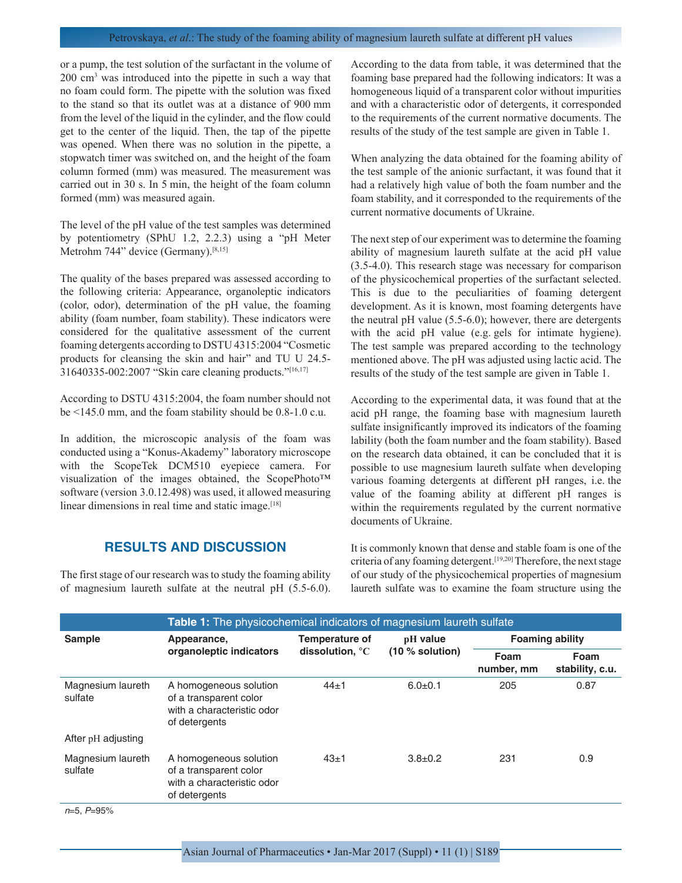or a pump, the test solution of the surfactant in the volume of 200 cm³ was introduced into the pipette in such a way that no foam could form. The pipette with the solution was fixed to the stand so that its outlet was at a distance of 900 mm from the level of the liquid in the cylinder, and the flow could get to the center of the liquid. Then, the tap of the pipette was opened. When there was no solution in the pipette, a stopwatch timer was switched on, and the height of the foam column formed (mm) was measured. The measurement was carried out in 30 s. In 5 min, the height of the foam column formed (mm) was measured again.

The level of the pH value of the test samples was determined by potentiometry (SPhU 1.2, 2.2.3) using a "pH Meter Metrohm 744" device (Germany).[8,15]

The quality of the bases prepared was assessed according to the following criteria: Appearance, organoleptic indicators (color, odor), determination of the pH value, the foaming ability (foam number, foam stability). These indicators were considered for the qualitative assessment of the current foaming detergents according to DSTU 4315:2004 "Cosmetic products for cleansing the skin and hair" and TU U 24.5-31640335-002:2007 "Skin care cleaning products."[16,17]

According to DSTU 4315:2004, the foam number should not be <145.0 mm, and the foam stability should be 0.8-1.0 c.u.

In addition, the microscopic analysis of the foam was conducted using a "Konus-Akademy" laboratory microscope with the ScopeTek DCM510 eyepiece camera. For visualization of the images obtained, the ScopePhoto™ software (version 3.0.12.498) was used, it allowed measuring linear dimensions in real time and static image.[18]

## RESULTS AND DISCUSSION

The first stage of our research was to study the foaming ability of magnesium laureth sulfate at the neutral pH (5.5-6.0). According to the data from table, it was determined that the foaming base prepared had the following indicators: It was a homogeneous liquid of a transparent color without impurities and with a characteristic odor of detergents, it corresponded to the requirements of the current normative documents. The results of the study of the test sample are given in Table 1.

When analyzing the data obtained for the foaming ability of the test sample of the anionic surfactant, it was found that it had a relatively high value of both the foam number and the foam stability, and it corresponded to the requirements of the current normative documents of Ukraine.

The next step of our experiment was to determine the foaming ability of magnesium laureth sulfate at the acid pH value (3.5-4.0). This research stage was necessary for comparison of the physicochemical properties of the surfactant selected. This is due to the peculiarities of foaming detergent development. As it is known, most foaming detergents have the neutral pH value (5.5-6.0); however, there are detergents with the acid pH value (e.g. gels for intimate hygiene). The test sample was prepared according to the technology mentioned above. The pH was adjusted using lactic acid. The results of the study of the test sample are given in Table 1.

According to the experimental data, it was found that at the acid pH range, the foaming base with magnesium laureth sulfate insignificantly improved its indicators of the foaming lability (both the foam number and the foam stability). Based on the research data obtained, it can be concluded that it is possible to use magnesium laureth sulfate when developing various foaming detergents at different pH ranges, i.e. the value of the foaming ability at different pH ranges is within the requirements regulated by the current normative documents of Ukraine.

It is commonly known that dense and stable foam is one of the criteria of any foaming detergent.[19,20] Therefore, the next stage of our study of the physicochemical properties of magnesium laureth sulfate was to examine the foam structure using the

**Table 1:** The physicochemical indicators of magnesium laureth sulfate

| Sample | Appearance, organoleptic indicators | Temperature of dissolution, °C | pH value (10 % solution) | Foaming ability | |
|---|---|---|---|---|---|
| | | | | Foam number, mm | Foam stability, c.u. |
| Magnesium laureth sulfate | A homogeneous solution of a transparent color with a characteristic odor of detergents | 44±1 | 6.0±0.1 | 205 | 0.87 |
| After pH adjusting | | | | | |
| Magnesium laureth sulfate | A homogeneous solution of a transparent color with a characteristic odor of detergents | 43±1 | 3.8±0.2 | 231 | 0.9 |

*n*=5, *P*=95%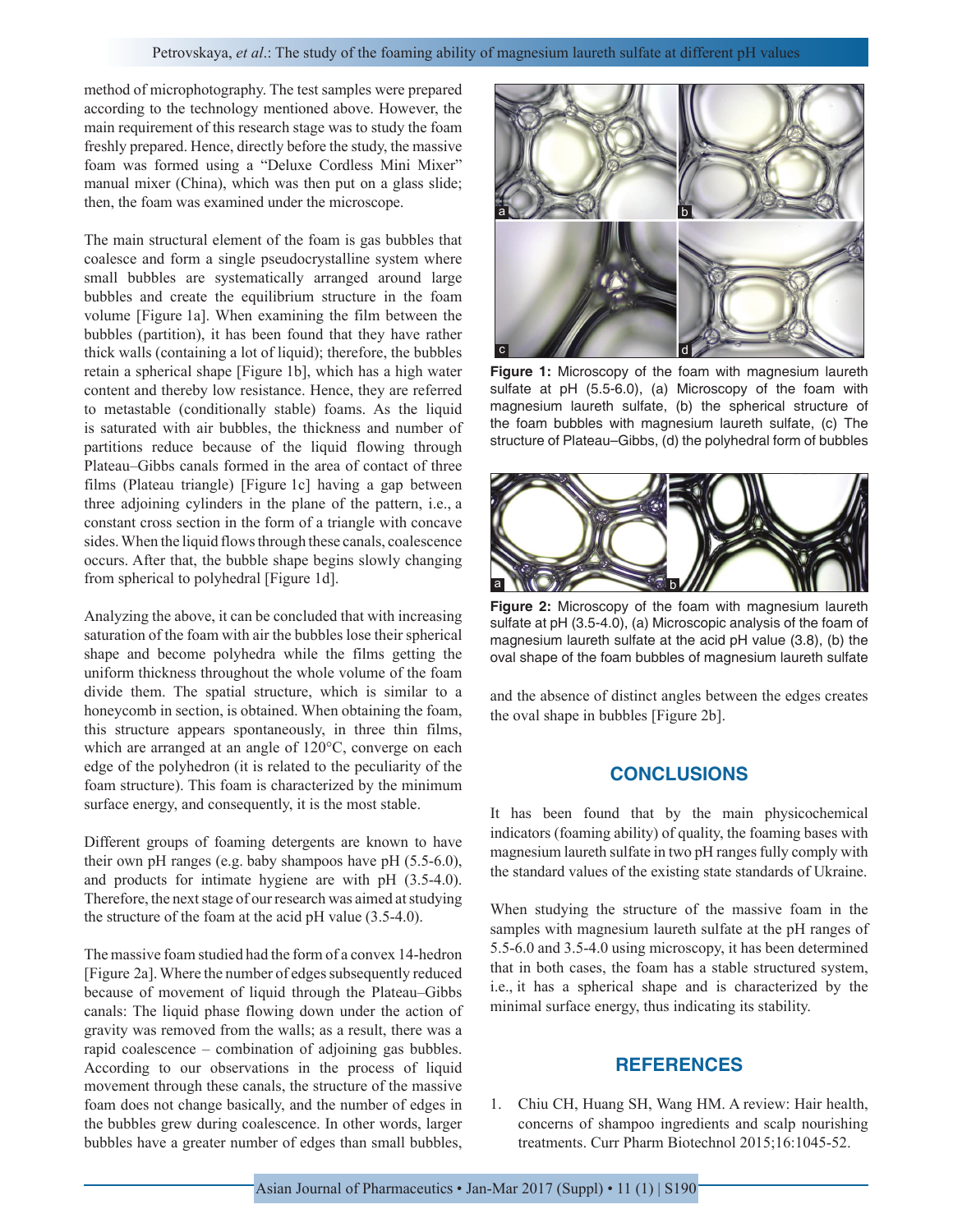method of microphotography. The test samples were prepared according to the technology mentioned above. However, the main requirement of this research stage was to study the foam freshly prepared. Hence, directly before the study, the massive foam was formed using a "Deluxe Cordless Mini Mixer" manual mixer (China), which was then put on a glass slide; then, the foam was examined under the microscope.

The main structural element of the foam is gas bubbles that coalesce and form a single pseudocrystalline system where small bubbles are systematically arranged around large bubbles and create the equilibrium structure in the foam volume [Figure 1a]. When examining the film between the bubbles (partition), it has been found that they have rather thick walls (containing a lot of liquid); therefore, the bubbles retain a spherical shape [Figure 1b], which has a high water content and thereby low resistance. Hence, they are referred to metastable (conditionally stable) foams. As the liquid is saturated with air bubbles, the thickness and number of partitions reduce because of the liquid flowing through Plateau–Gibbs canals formed in the area of contact of three films (Plateau triangle) [Figure 1c] having a gap between three adjoining cylinders in the plane of the pattern, i.e., a constant cross section in the form of a triangle with concave sides. When the liquid flows through these canals, coalescence occurs. After that, the bubble shape begins slowly changing from spherical to polyhedral [Figure 1d].

Analyzing the above, it can be concluded that with increasing saturation of the foam with air the bubbles lose their spherical shape and become polyhedra while the films getting the uniform thickness throughout the whole volume of the foam divide them. The spatial structure, which is similar to a honeycomb in section, is obtained. When obtaining the foam, this structure appears spontaneously, in three thin films, which are arranged at an angle of 120°C, converge on each edge of the polyhedron (it is related to the peculiarity of the foam structure). This foam is characterized by the minimum surface energy, and consequently, it is the most stable.

Different groups of foaming detergents are known to have their own pH ranges (e.g. baby shampoos have pH (5.5-6.0), and products for intimate hygiene are with pH (3.5-4.0). Therefore, the next stage of our research was aimed at studying the structure of the foam at the acid pH value (3.5-4.0).

The massive foam studied had the form of a convex 14-hedron [Figure 2a]. Where the number of edges subsequently reduced because of movement of liquid through the Plateau–Gibbs canals: The liquid phase flowing down under the action of gravity was removed from the walls; as a result, there was a rapid coalescence – combination of adjoining gas bubbles. According to our observations in the process of liquid movement through these canals, the structure of the massive foam does not change basically, and the number of edges in the bubbles grew during coalescence. In other words, larger bubbles have a greater number of edges than small bubbles, and the absence of distinct angles between the edges creates the oval shape in bubbles [Figure 2b].

**Figure 1:** Microscopy of the foam with magnesium laureth sulfate at pH (5.5-6.0), (a) Microscopy of the foam with magnesium laureth sulfate, (b) the spherical structure of the foam bubbles with magnesium laureth sulfate, (c) The structure of Plateau–Gibbs, (d) the polyhedral form of bubbles

**Figure 2:** Microscopy of the foam with magnesium laureth sulfate at pH (3.5-4.0), (a) Microscopic analysis of the foam of magnesium laureth sulfate at the acid pH value (3.8), (b) the oval shape of the foam bubbles of magnesium laureth sulfate

## CONCLUSIONS

It has been found that by the main physicochemical indicators (foaming ability) of quality, the foaming bases with magnesium laureth sulfate in two pH ranges fully comply with the standard values of the existing state standards of Ukraine.

When studying the structure of the massive foam in the samples with magnesium laureth sulfate at the pH ranges of 5.5-6.0 and 3.5-4.0 using microscopy, it has been determined that in both cases, the foam has a stable structured system, i.e., it has a spherical shape and is characterized by the minimal surface energy, thus indicating its stability.

## REFERENCES

1. Chiu CH, Huang SH, Wang HM. A review: Hair health, concerns of shampoo ingredients and scalp nourishing treatments. Curr Pharm Biotechnol 2015;16:1045-52.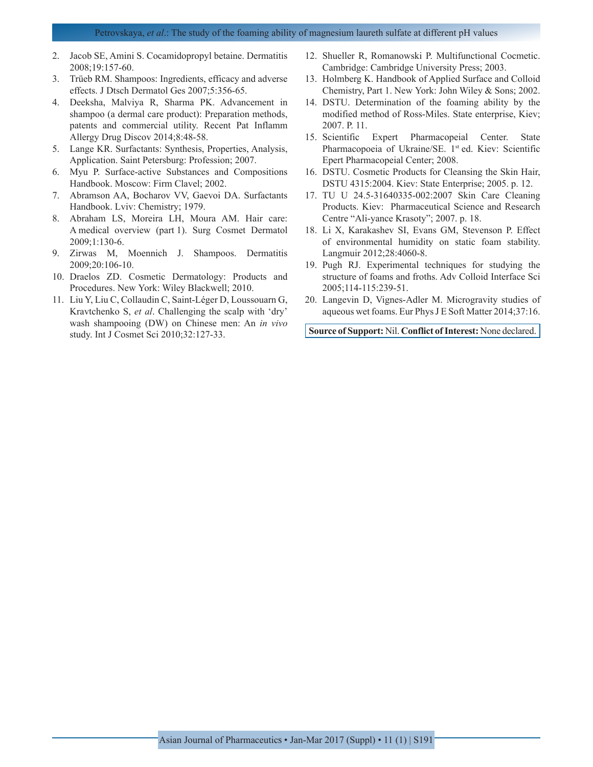2. Jacob SE, Amini S. Cocamidopropyl betaine. Dermatitis 2008;19:157-60.
3. Trüeb RM. Shampoos: Ingredients, efficacy and adverse effects. J Dtsch Dermatol Ges 2007;5:356-65.
4. Deeksha, Malviya R, Sharma PK. Advancement in shampoo (a dermal care product): Preparation methods, patents and commercial utility. Recent Pat Inflamm Allergy Drug Discov 2014;8:48-58.
5. Lange KR. Surfactants: Synthesis, Properties, Analysis, Application. Saint Petersburg: Profession; 2007.
6. Myu P. Surface-active Substances and Compositions Handbook. Moscow: Firm Clavel; 2002.
7. Abramson AA, Bocharov VV, Gaevoi DA. Surfactants Handbook. Lviv: Chemistry; 1979.
8. Abraham LS, Moreira LH, Moura AM. Hair care: A medical overview (part 1). Surg Cosmet Dermatol 2009;1:130-6.
9. Zirwas M, Moennich J. Shampoos. Dermatitis 2009;20:106-10.
10. Draelos ZD. Cosmetic Dermatology: Products and Procedures. New York: Wiley Blackwell; 2010.
11. Liu Y, Liu C, Collaudin C, Saint-Léger D, Loussouarn G, Kravtchenko S, *et al*. Challenging the scalp with 'dry' wash shampooing (DW) on Chinese men: An *in vivo* study. Int J Cosmet Sci 2010;32:127-33.
12. Shueller R, Romanowski P. Multifunctional Cocmetic. Cambridge: Cambridge University Press; 2003.
13. Holmberg K. Handbook of Applied Surface and Colloid Chemistry, Part 1. New York: John Wiley & Sons; 2002.
14. DSTU. Determination of the foaming ability by the modified method of Ross-Miles. State enterprise, Kiev; 2007. P. 11.
15. Scientific Expert Pharmacopeial Center. State Pharmacopoeia of Ukraine/SE. 1st ed. Kiev: Scientific Epert Pharmacopeial Center; 2008.
16. DSTU. Cosmetic Products for Cleansing the Skin Hair, DSTU 4315:2004. Kiev: State Enterprise; 2005. p. 12.
17. TU U 24.5-31640335-002:2007 Skin Care Cleaning Products. Kiev: Pharmaceutical Science and Research Centre "Ali-yance Krasoty"; 2007. p. 18.
18. Li X, Karakashev SI, Evans GM, Stevenson P. Effect of environmental humidity on static foam stability. Langmuir 2012;28:4060-8.
19. Pugh RJ. Experimental techniques for studying the structure of foams and froths. Adv Colloid Interface Sci 2005;114-115:239-51.
20. Langevin D, Vignes-Adler M. Microgravity studies of aqueous wet foams. Eur Phys J E Soft Matter 2014;37:16.

**Source of Support:** Nil. **Conflict of Interest:** None declared.